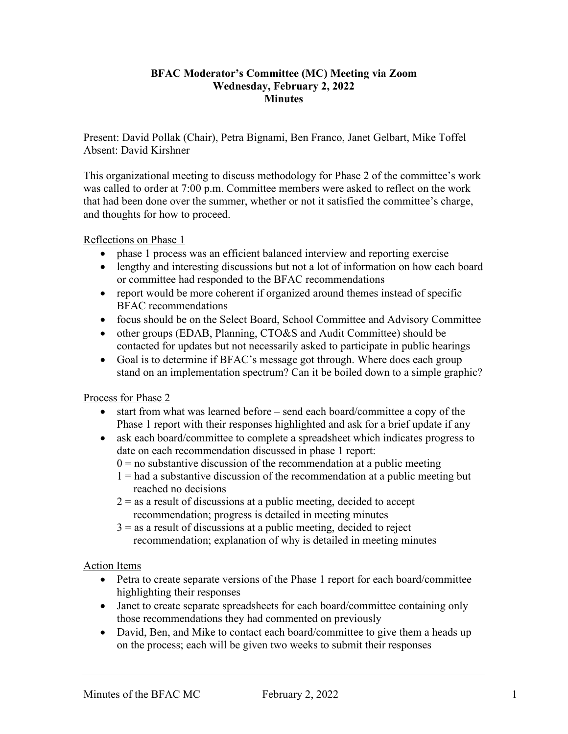**BFAC Moderator's Committee (MC) Meeting via Zoom**
**Wednesday, February 2, 2022**
**Minutes**

Present: David Pollak (Chair), Petra Bignami, Ben Franco, Janet Gelbart, Mike Toffel
Absent: David Kirshner

This organizational meeting to discuss methodology for Phase 2 of the committee's work was called to order at 7:00 p.m. Committee members were asked to reflect on the work that had been done over the summer, whether or not it satisfied the committee's charge, and thoughts for how to proceed.

Reflections on Phase 1

- phase 1 process was an efficient balanced interview and reporting exercise
- lengthy and interesting discussions but not a lot of information on how each board or committee had responded to the BFAC recommendations
- report would be more coherent if organized around themes instead of specific BFAC recommendations
- focus should be on the Select Board, School Committee and Advisory Committee
- other groups (EDAB, Planning, CTO&S and Audit Committee) should be contacted for updates but not necessarily asked to participate in public hearings
- Goal is to determine if BFAC's message got through. Where does each group stand on an implementation spectrum? Can it be boiled down to a simple graphic?

Process for Phase 2

- start from what was learned before – send each board/committee a copy of the Phase 1 report with their responses highlighted and ask for a brief update if any
- ask each board/committee to complete a spreadsheet which indicates progress to date on each recommendation discussed in phase 1 report:
  0 = no substantive discussion of the recommendation at a public meeting
  1 = had a substantive discussion of the recommendation at a public meeting but reached no decisions
  2 = as a result of discussions at a public meeting, decided to accept recommendation; progress is detailed in meeting minutes
  3 = as a result of discussions at a public meeting, decided to reject recommendation; explanation of why is detailed in meeting minutes

Action Items

- Petra to create separate versions of the Phase 1 report for each board/committee highlighting their responses
- Janet to create separate spreadsheets for each board/committee containing only those recommendations they had commented on previously
- David, Ben, and Mike to contact each board/committee to give them a heads up on the process; each will be given two weeks to submit their responses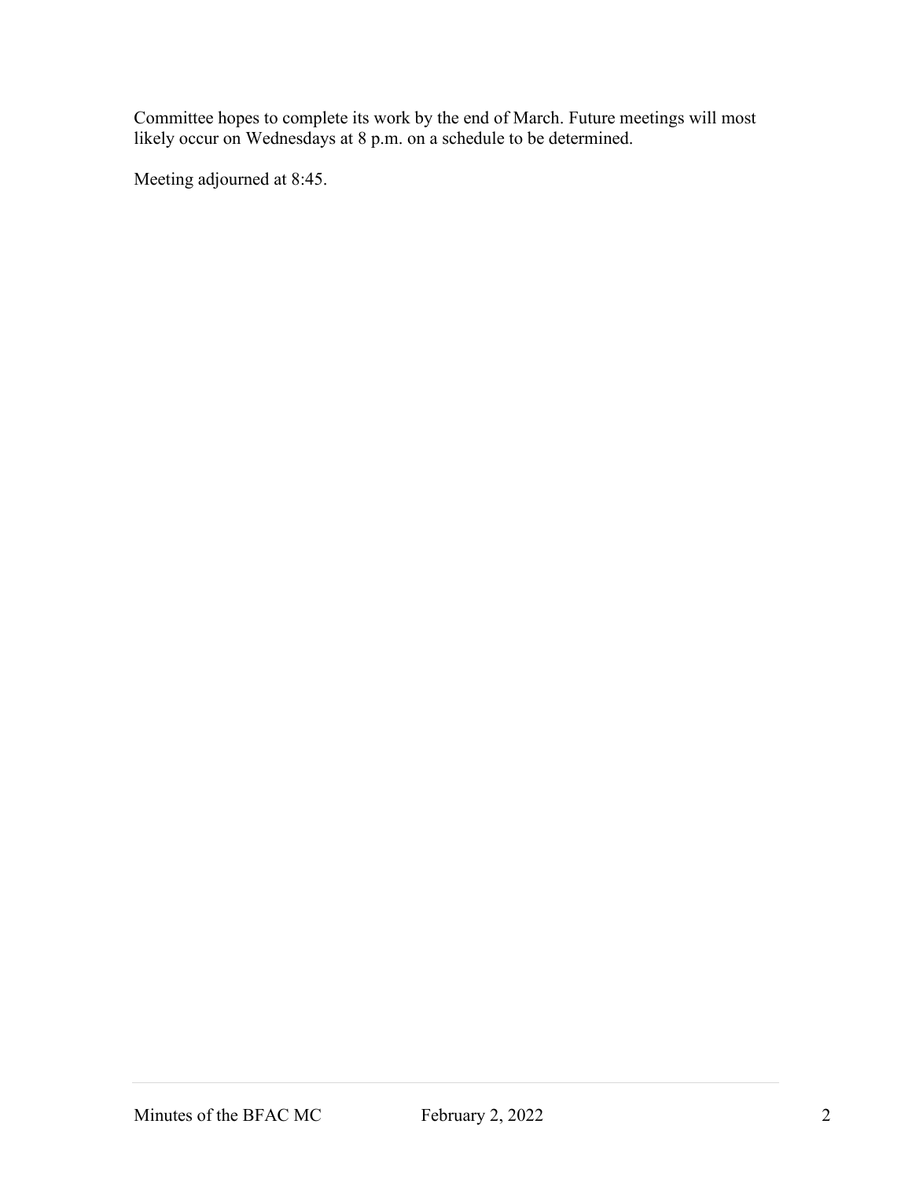Committee hopes to complete its work by the end of March. Future meetings will most likely occur on Wednesdays at 8 p.m. on a schedule to be determined.

Meeting adjourned at 8:45.